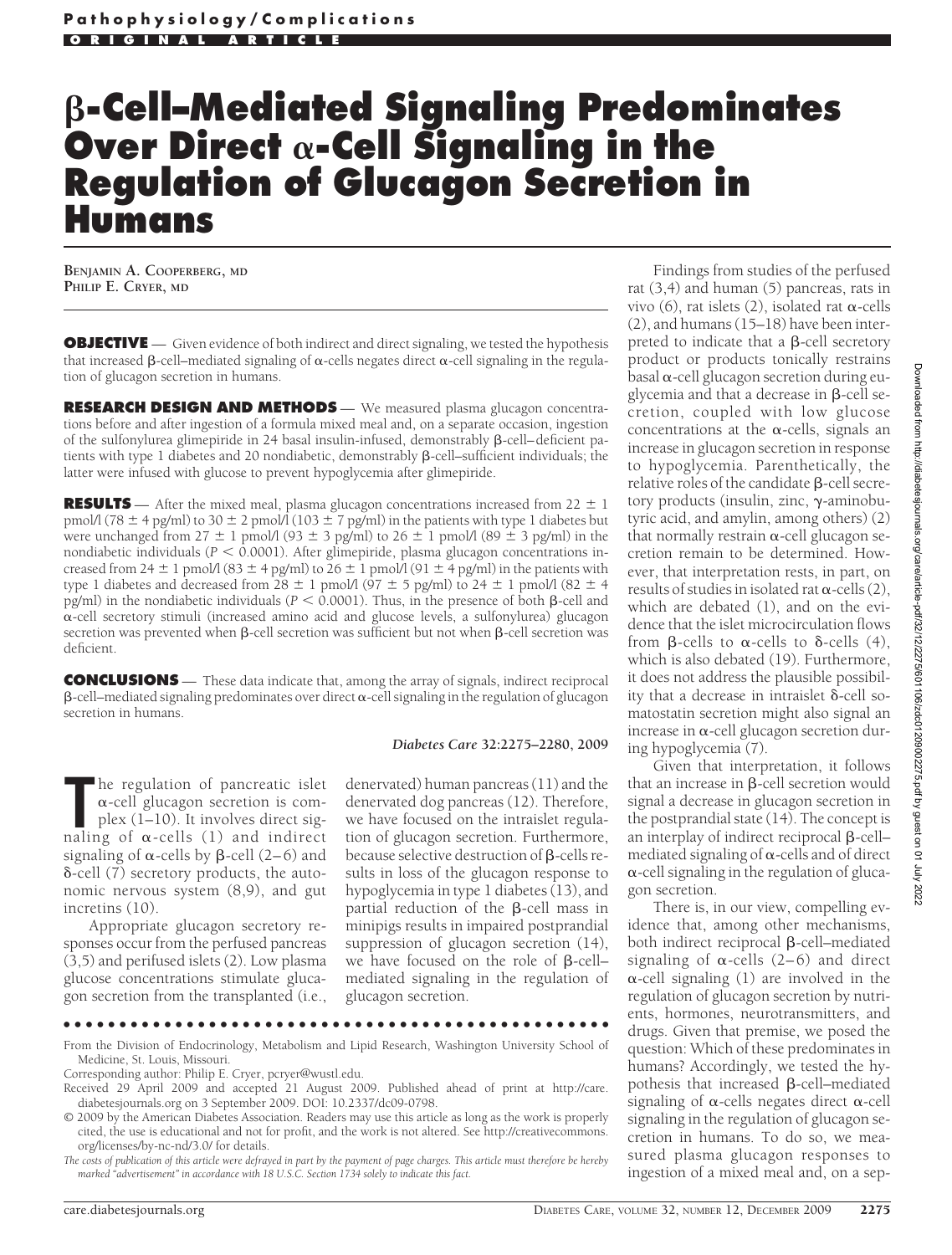# β-Cell–Mediated Signaling Predominates Over Direct α-Cell Signaling in the Regulation of Glucagon Secretion in Humans

**BENJAMIN A. COOPERBERG, MD**
**PHILIP E. CRYER, MD**

**OBJECTIVE** — Given evidence of both indirect and direct signaling, we tested the hypothesis that increased β-cell–mediated signaling of α-cells negates direct α-cell signaling in the regulation of glucagon secretion in humans.

**RESEARCH DESIGN AND METHODS** — We measured plasma glucagon concentrations before and after ingestion of a formula mixed meal and, on a separate occasion, ingestion of the sulfonylurea glimepiride in 24 basal insulin-infused, demonstrably β-cell–deficient patients with type 1 diabetes and 20 nondiabetic, demonstrably β-cell–sufficient individuals; the latter were infused with glucose to prevent hypoglycemia after glimepiride.

**RESULTS** — After the mixed meal, plasma glucagon concentrations increased from 22 ± 1 pmol/l (78 ± 4 pg/ml) to 30 ± 2 pmol/l (103 ± 7 pg/ml) in the patients with type 1 diabetes but were unchanged from 27 ± 1 pmol/l (93 ± 3 pg/ml) to 26 ± 1 pmol/l (89 ± 3 pg/ml) in the nondiabetic individuals ($P < 0.0001$). After glimepiride, plasma glucagon concentrations increased from 24 ± 1 pmol/l (83 ± 4 pg/ml) to 26 ± 1 pmol/l (91 ± 4 pg/ml) in the patients with type 1 diabetes and decreased from 28 ± 1 pmol/l (97 ± 5 pg/ml) to 24 ± 1 pmol/l (82 ± 4 pg/ml) in the nondiabetic individuals ($P < 0.0001$). Thus, in the presence of both β-cell and α-cell secretory stimuli (increased amino acid and glucose levels, a sulfonylurea) glucagon secretion was prevented when β-cell secretion was sufficient but not when β-cell secretion was deficient.

**CONCLUSIONS** — These data indicate that, among the array of signals, indirect reciprocal β-cell–mediated signaling predominates over direct α-cell signaling in the regulation of glucagon secretion in humans.

*Diabetes Care* 32:2275–2280, 2009

The regulation of pancreatic islet α-cell glucagon secretion is complex (1–10). It involves direct signaling of α-cells (1) and indirect signaling of α-cells by β-cell (2–6) and δ-cell (7) secretory products, the autonomic nervous system (8,9), and gut incretins (10).

Appropriate glucagon secretory responses occur from the perfused pancreas (3,5) and perifused islets (2). Low plasma glucose concentrations stimulate glucagon secretion from the transplanted (i.e., denervated) human pancreas (11) and the denervated dog pancreas (12). Therefore, we have focused on the intraislet regulation of glucagon secretion. Furthermore, because selective destruction of β-cells results in loss of the glucagon response to hypoglycemia in type 1 diabetes (13), and partial reduction of the β-cell mass in minipigs results in impaired postprandial suppression of glucagon secretion (14), we have focused on the role of β-cell–mediated signaling in the regulation of glucagon secretion.

Findings from studies of the perfused rat (3,4) and human (5) pancreas, rats in vivo (6), rat islets (2), isolated rat α-cells (2), and humans (15–18) have been interpreted to indicate that a β-cell secretory product or products tonically restrains basal α-cell glucagon secretion during euglycemia and that a decrease in β-cell secretion, coupled with low glucose concentrations at the α-cells, signals an increase in glucagon secretion in response to hypoglycemia. Parenthetically, the relative roles of the candidate β-cell secretory products (insulin, zinc, γ-aminobutyric acid, and amylin, among others) (2) that normally restrain α-cell glucagon secretion remain to be determined. However, that interpretation rests, in part, on results of studies in isolated rat α-cells (2), which are debated (1), and on the evidence that the islet microcirculation flows from β-cells to α-cells to δ-cells (4), which is also debated (19). Furthermore, it does not address the plausible possibility that a decrease in intraislet δ-cell somatostatin secretion might also signal an increase in α-cell glucagon secretion during hypoglycemia (7).

Given that interpretation, it follows that an increase in β-cell secretion would signal a decrease in glucagon secretion in the postprandial state (14). The concept is an interplay of indirect reciprocal β-cell–mediated signaling of α-cells and of direct α-cell signaling in the regulation of glucagon secretion.

There is, in our view, compelling evidence that, among other mechanisms, both indirect reciprocal β-cell–mediated signaling of α-cells (2–6) and direct α-cell signaling (1) are involved in the regulation of glucagon secretion by nutrients, hormones, neurotransmitters, and drugs. Given that premise, we posed the question: Which of these predominates in humans? Accordingly, we tested the hypothesis that increased β-cell–mediated signaling of α-cells negates direct α-cell signaling in the regulation of glucagon secretion in humans. To do so, we measured plasma glucagon responses to ingestion of a mixed meal and, on a sep-

From the Division of Endocrinology, Metabolism and Lipid Research, Washington University School of Medicine, St. Louis, Missouri.

Corresponding author: Philip E. Cryer, pcryer@wustl.edu.

Received 29 April 2009 and accepted 21 August 2009. Published ahead of print at http://care.diabetesjournals.org on 3 September 2009. DOI: 10.2337/dc09-0798.

© 2009 by the American Diabetes Association. Readers may use this article as long as the work is properly cited, the use is educational and not for profit, and the work is not altered. See http://creativecommons.org/licenses/by-nc-nd/3.0/ for details.

*The costs of publication of this article were defrayed in part by the payment of page charges. This article must therefore be hereby marked "advertisement" in accordance with 18 U.S.C. Section 1734 solely to indicate this fact.*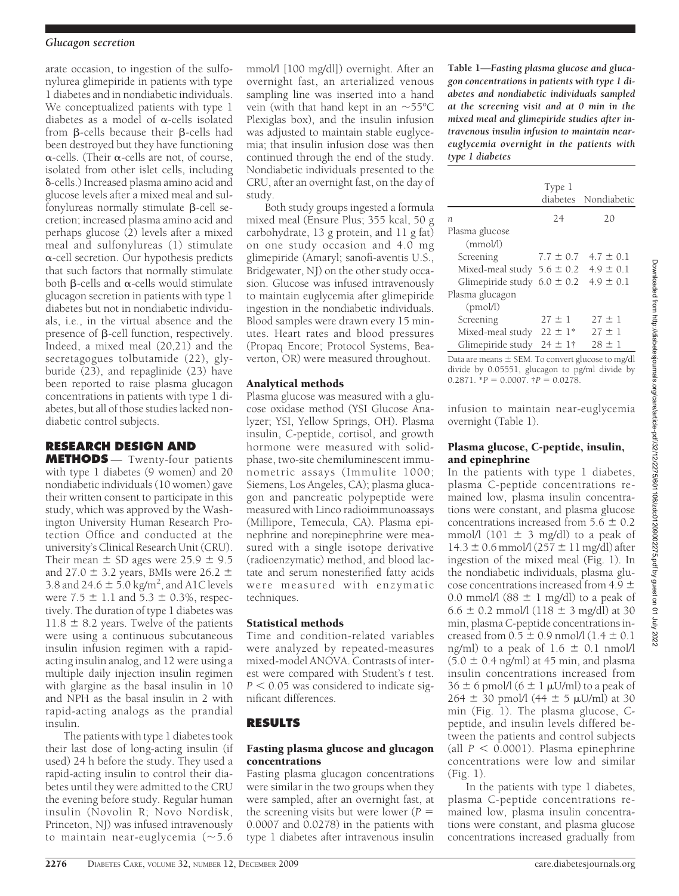arate occasion, to ingestion of the sulfonylurea glimepiride in patients with type 1 diabetes and in nondiabetic individuals. We conceptualized patients with type 1 diabetes as a model of α-cells isolated from β-cells because their β-cells had been destroyed but they have functioning α-cells. (Their α-cells are not, of course, isolated from other islet cells, including δ-cells.) Increased plasma amino acid and glucose levels after a mixed meal and sulfonylureas normally stimulate β-cell secretion; increased plasma amino acid and perhaps glucose (2) levels after a mixed meal and sulfonylureas (1) stimulate α-cell secretion. Our hypothesis predicts that such factors that normally stimulate both β-cells and α-cells would stimulate glucagon secretion in patients with type 1 diabetes but not in nondiabetic individuals, i.e., in the virtual absence and the presence of β-cell function, respectively. Indeed, a mixed meal (20,21) and the secretagogues tolbutamide (22), glyburide (23), and repaglinide (23) have been reported to raise plasma glucagon concentrations in patients with type 1 diabetes, but all of those studies lacked nondiabetic control subjects.

## RESEARCH DESIGN AND METHODS

Twenty-four patients with type 1 diabetes (9 women) and 20 nondiabetic individuals (10 women) gave their written consent to participate in this study, which was approved by the Washington University Human Research Protection Office and conducted at the university's Clinical Research Unit (CRU). Their mean ± SD ages were 25.9 ± 9.5 and 27.0 ± 3.2 years, BMIs were 26.2 ± 3.8 and 24.6 ± 5.0 kg/m$^2$, and A1C levels were 7.5 ± 1.1 and 5.3 ± 0.3%, respectively. The duration of type 1 diabetes was 11.8 ± 8.2 years. Twelve of the patients were using a continuous subcutaneous insulin infusion regimen with a rapid-acting insulin analog, and 12 were using a multiple daily injection insulin regimen with glargine as the basal insulin in 10 and NPH as the basal insulin in 2 with rapid-acting analogs as the prandial insulin.

The patients with type 1 diabetes took their last dose of long-acting insulin (if used) 24 h before the study. They used a rapid-acting insulin to control their diabetes until they were admitted to the CRU the evening before study. Regular human insulin (Novolin R; Novo Nordisk, Princeton, NJ) was infused intravenously to maintain near-euglycemia (~5.6 mmol/l [100 mg/dl]) overnight. After an overnight fast, an arterialized venous sampling line was inserted into a hand vein (with that hand kept in an ~55°C Plexiglas box), and the insulin infusion was adjusted to maintain stable euglycemia; that insulin infusion dose was then continued through the end of the study. Nondiabetic individuals presented to the CRU, after an overnight fast, on the day of study.

Both study groups ingested a formula mixed meal (Ensure Plus; 355 kcal, 50 g carbohydrate, 13 g protein, and 11 g fat) on one study occasion and 4.0 mg glimepiride (Amaryl; sanofi-aventis U.S., Bridgewater, NJ) on the other study occasion. Glucose was infused intravenously to maintain euglycemia after glimepiride ingestion in the nondiabetic individuals. Blood samples were drawn every 15 minutes. Heart rates and blood pressures (Propaq Encore; Protocol Systems, Beaverton, OR) were measured throughout.

### Analytical methods

Plasma glucose was measured with a glucose oxidase method (YSI Glucose Analyzer; YSI, Yellow Springs, OH). Plasma insulin, C-peptide, cortisol, and growth hormone were measured with solid-phase, two-site chemiluminescent immunometric assays (Immulite 1000; Siemens, Los Angeles, CA); plasma glucagon and pancreatic polypeptide were measured with Linco radioimmunoassays (Millipore, Temecula, CA). Plasma epinephrine and norepinephrine were measured with a single isotope derivative (radioenzymatic) method, and blood lactate and serum nonesterified fatty acids were measured with enzymatic techniques.

### Statistical methods

Time and condition-related variables were analyzed by repeated-measures mixed-model ANOVA. Contrasts of interest were compared with Student's $t$ test. $P < 0.05$ was considered to indicate significant differences.

## RESULTS

### Fasting plasma glucose and glucagon concentrations

Fasting plasma glucagon concentrations were similar in the two groups when they were sampled, after an overnight fast, at the screening visits but were lower ($P$ = 0.0007 and 0.0278) in the patients with type 1 diabetes after intravenous insulin infusion to maintain near-euglycemia overnight (Table 1).

**Table 1—*Fasting plasma glucose and glucagon concentrations in patients with type 1 diabetes and nondiabetic individuals sampled at the screening visit and at 0 min in the mixed meal and glimepiride studies after intravenous insulin infusion to maintain near-euglycemia overnight in the patients with type 1 diabetes***

| | Type 1 diabetes | Nondiabetic |
|---|---|---|
| $n$ | 24 | 20 |
| Plasma glucose (mmol/l) | | |
| Screening | 7.7 ± 0.7 | 4.7 ± 0.1 |
| Mixed-meal study | 5.6 ± 0.2 | 4.9 ± 0.1 |
| Glimepiride study | 6.0 ± 0.2 | 4.9 ± 0.1 |
| Plasma glucagon (pmol/l) | | |
| Screening | 27 ± 1 | 27 ± 1 |
| Mixed-meal study | 22 ± 1* | 27 ± 1 |
| Glimepiride study | 24 ± 1† | 28 ± 1 |

Data are means ± SEM. To convert glucose to mg/dl divide by 0.05551, glucagon to pg/ml divide by 0.2871. *$P$ = 0.0007. †$P$ = 0.0278.

### Plasma glucose, C-peptide, insulin, and epinephrine

In the patients with type 1 diabetes, plasma C-peptide concentrations remained low, plasma insulin concentrations were constant, and plasma glucose concentrations increased from 5.6 ± 0.2 mmol/l (101 ± 3 mg/dl) to a peak of 14.3 ± 0.6 mmol/l (257 ± 11 mg/dl) after ingestion of the mixed meal (Fig. 1). In the nondiabetic individuals, plasma glucose concentrations increased from 4.9 ± 0.0 mmol/l (88 ± 1 mg/dl) to a peak of 6.6 ± 0.2 mmol/l (118 ± 3 mg/dl) at 30 min, plasma C-peptide concentrations increased from 0.5 ± 0.9 nmol/l (1.4 ± 0.1 ng/ml) to a peak of 1.6 ± 0.1 nmol/l (5.0 ± 0.4 ng/ml) at 45 min, and plasma insulin concentrations increased from 36 ± 6 pmol/l (6 ± 1 μU/ml) to a peak of 264 ± 30 pmol/l (44 ± 5 μU/ml) at 30 min (Fig. 1). The plasma glucose, C-peptide, and insulin levels differed between the patients and control subjects (all $P < 0.0001$). Plasma epinephrine concentrations were low and similar (Fig. 1).

In the patients with type 1 diabetes, plasma C-peptide concentrations remained low, plasma insulin concentrations were constant, and plasma glucose concentrations increased gradually from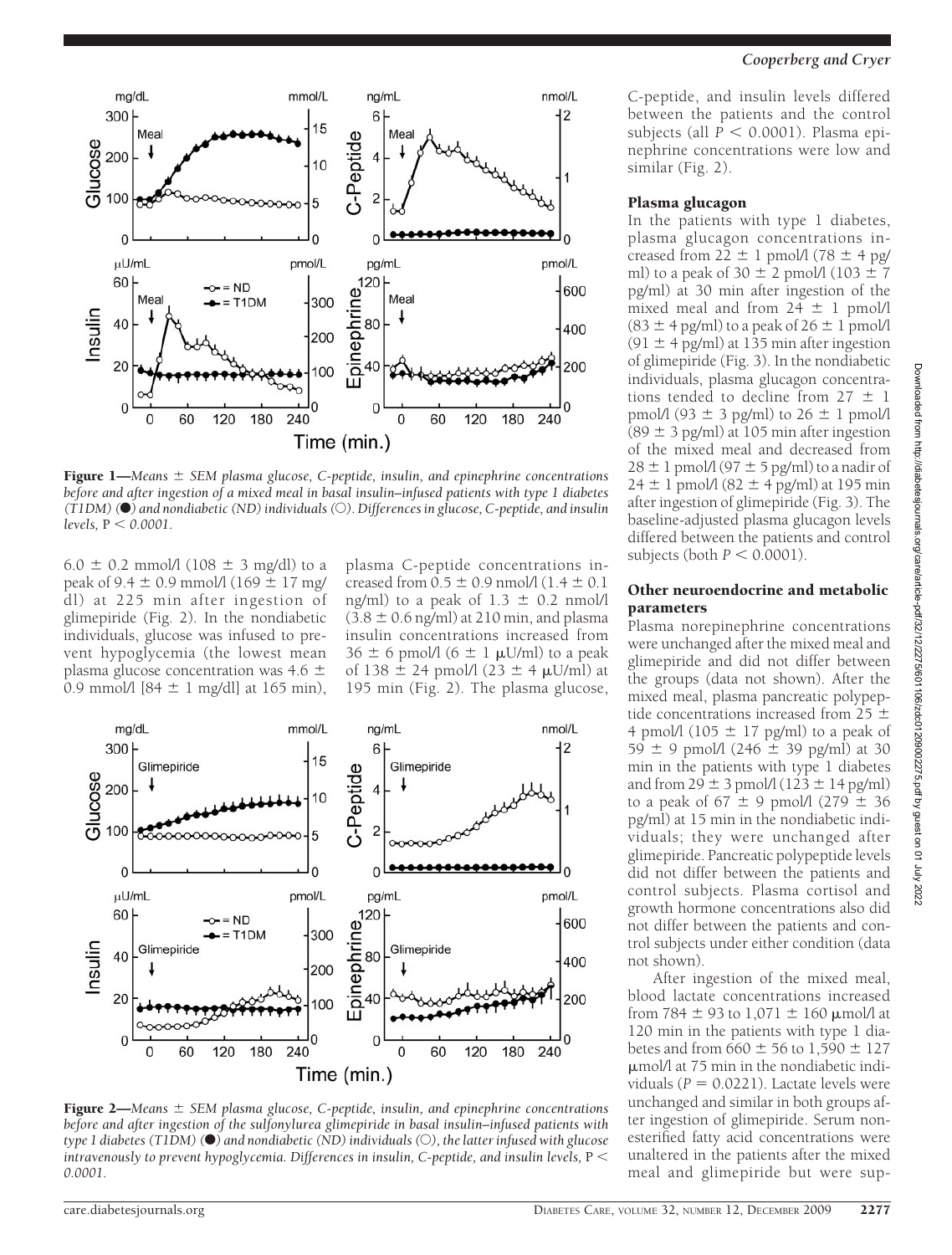**Figure 1**—*Means ± SEM plasma glucose, C-peptide, insulin, and epinephrine concentrations before and after ingestion of a mixed meal in basal insulin–infused patients with type 1 diabetes (T1DM) (●) and nondiabetic (ND) individuals (○). Differences in glucose, C-peptide, and insulin levels,* $P < 0.0001$.

6.0 ± 0.2 mmol/l (108 ± 3 mg/dl) to a peak of 9.4 ± 0.9 mmol/l (169 ± 17 mg/dl) at 225 min after ingestion of glimepiride (Fig. 2). In the nondiabetic individuals, glucose was infused to prevent hypoglycemia (the lowest mean plasma glucose concentration was 4.6 ± 0.9 mmol/l [84 ± 1 mg/dl] at 165 min), plasma C-peptide concentrations increased from 0.5 ± 0.9 nmol/l (1.4 ± 0.1 ng/ml) to a peak of 1.3 ± 0.2 nmol/l (3.8 ± 0.6 ng/ml) at 210 min, and plasma insulin concentrations increased from 36 ± 6 pmol/l (6 ± 1 μU/ml) to a peak of 138 ± 24 pmol/l (23 ± 4 μU/ml) at 195 min (Fig. 2). The plasma glucose, C-peptide, and insulin levels differed between the patients and the control subjects (all $P < 0.0001$). Plasma epinephrine concentrations were low and similar (Fig. 2).

**Figure 2**—*Means ± SEM plasma glucose, C-peptide, insulin, and epinephrine concentrations before and after ingestion of the sulfonylurea glimepiride in basal insulin–infused patients with type 1 diabetes (T1DM) (●) and nondiabetic (ND) individuals (○), the latter infused with glucose intravenously to prevent hypoglycemia. Differences in insulin, C-peptide, and insulin levels,* $P < 0.0001$.

### Plasma glucagon

In the patients with type 1 diabetes, plasma glucagon concentrations increased from 22 ± 1 pmol/l (78 ± 4 pg/ml) to a peak of 30 ± 2 pmol/l (103 ± 7 pg/ml) at 30 min after ingestion of the mixed meal and from 24 ± 1 pmol/l (83 ± 4 pg/ml) to a peak of 26 ± 1 pmol/l (91 ± 4 pg/ml) at 135 min after ingestion of glimepiride (Fig. 3). In the nondiabetic individuals, plasma glucagon concentrations tended to decline from 27 ± 1 pmol/l (93 ± 3 pg/ml) to 26 ± 1 pmol/l (89 ± 3 pg/ml) at 105 min after ingestion of the mixed meal and decreased from 28 ± 1 pmol/l (97 ± 5 pg/ml) to a nadir of 24 ± 1 pmol/l (82 ± 4 pg/ml) at 195 min after ingestion of glimepiride (Fig. 3). The baseline-adjusted plasma glucagon levels differed between the patients and control subjects (both $P < 0.0001$).

### Other neuroendocrine and metabolic parameters

Plasma norepinephrine concentrations were unchanged after the mixed meal and glimepiride and did not differ between the groups (data not shown). After the mixed meal, plasma pancreatic polypeptide concentrations increased from 25 ± 4 pmol/l (105 ± 17 pg/ml) to a peak of 59 ± 9 pmol/l (246 ± 39 pg/ml) at 30 min in the patients with type 1 diabetes and from 29 ± 3 pmol/l (123 ± 14 pg/ml) to a peak of 67 ± 9 pmol/l (279 ± 36 pg/ml) at 15 min in the nondiabetic individuals; they were unchanged after glimepiride. Pancreatic polypeptide levels did not differ between the patients and control subjects. Plasma cortisol and growth hormone concentrations also did not differ between the patients and control subjects under either condition (data not shown).

After ingestion of the mixed meal, blood lactate concentrations increased from 784 ± 93 to 1,071 ± 160 μmol/l at 120 min in the patients with type 1 diabetes and from 660 ± 56 to 1,590 ± 127 μmol/l at 75 min in the nondiabetic individuals ($P = 0.0221$). Lactate levels were unchanged and similar in both groups after ingestion of glimepiride. Serum nonesterified fatty acid concentrations were unaltered in the patients after the mixed meal and glimepiride but were sup-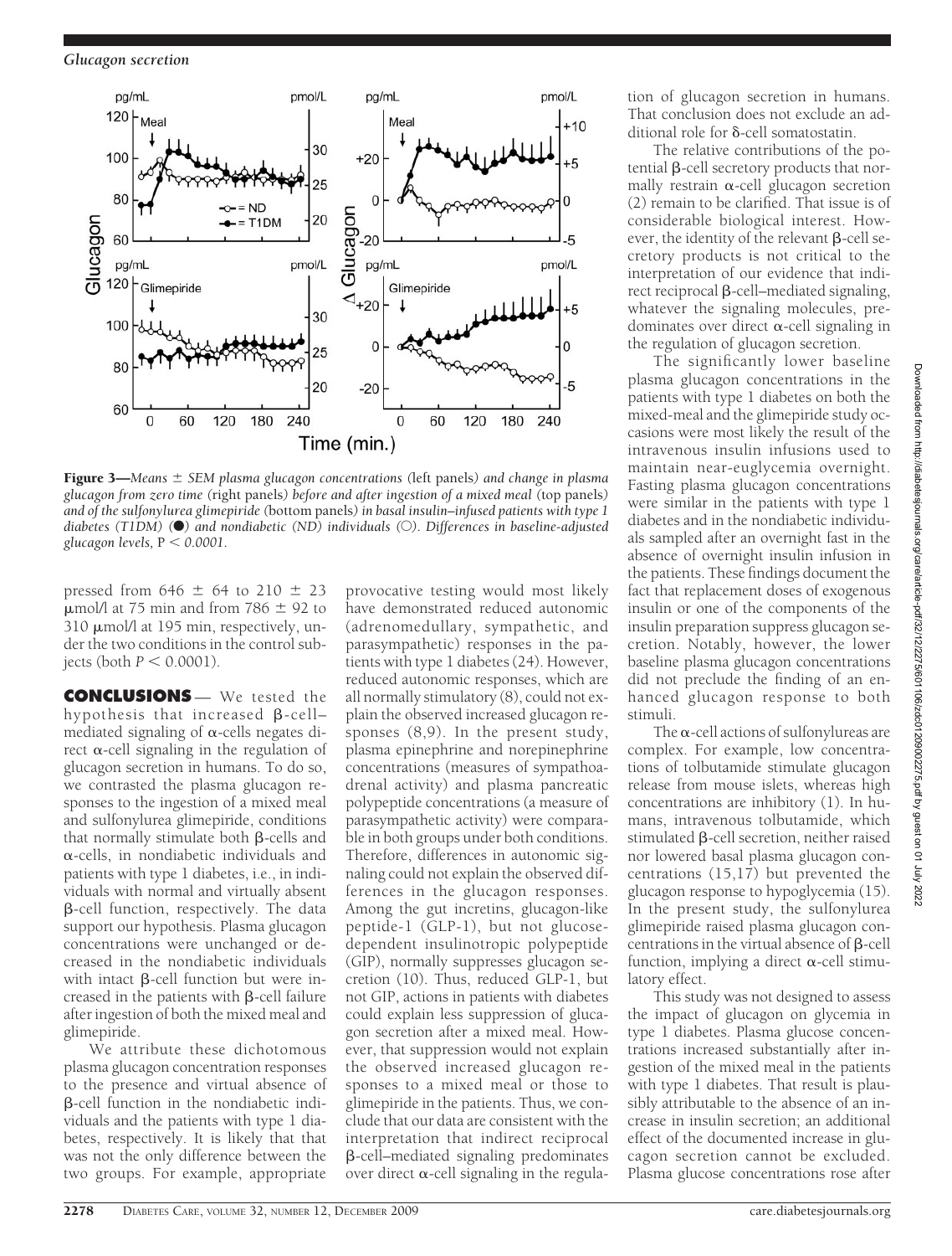**Figure 3**—*Means ± SEM plasma glucagon concentrations (*left panels*) and change in plasma glucagon from zero time (*right panels*) before and after ingestion of a mixed meal (*top panels*) and of the sulfonylurea glimepiride (*bottom panels*) in basal insulin–infused patients with type 1 diabetes (T1DM) (●) and nondiabetic (ND) individuals (○). Differences in baseline-adjusted glucagon levels,* $P < 0.0001$.

pressed from 646 ± 64 to 210 ± 23 μmol/l at 75 min and from 786 ± 92 to 310 μmol/l at 195 min, respectively, under the two conditions in the control subjects (both $P < 0.0001$).

## CONCLUSIONS

We tested the hypothesis that increased β-cell–mediated signaling of α-cells negates direct α-cell signaling in the regulation of glucagon secretion in humans. To do so, we contrasted the plasma glucagon responses to the ingestion of a mixed meal and sulfonylurea glimepiride, conditions that normally stimulate both β-cells and α-cells, in nondiabetic individuals and patients with type 1 diabetes, i.e., in individuals with normal and virtually absent β-cell function, respectively. The data support our hypothesis. Plasma glucagon concentrations were unchanged or decreased in the nondiabetic individuals with intact β-cell function but were increased in the patients with β-cell failure after ingestion of both the mixed meal and glimepiride.

We attribute these dichotomous plasma glucagon concentration responses to the presence and virtual absence of β-cell function in the nondiabetic individuals and the patients with type 1 diabetes, respectively. It is likely that that was not the only difference between the two groups. For example, appropriate provocative testing would most likely have demonstrated reduced autonomic (adrenomedullary, sympathetic, and parasympathetic) responses in the patients with type 1 diabetes (24). However, reduced autonomic responses, which are all normally stimulatory (8), could not explain the observed increased glucagon responses (8,9). In the present study, plasma epinephrine and norepinephrine concentrations (measures of sympathoadrenal activity) and plasma pancreatic polypeptide concentrations (a measure of parasympathetic activity) were comparable in both groups under both conditions. Therefore, differences in autonomic signaling could not explain the observed differences in the glucagon responses. Among the gut incretins, glucagon-like peptide-1 (GLP-1), but not glucose-dependent insulinotropic polypeptide (GIP), normally suppresses glucagon secretion (10). Thus, reduced GLP-1, but not GIP, actions in patients with diabetes could explain less suppression of glucagon secretion after a mixed meal. However, that suppression would not explain the observed increased glucagon responses to a mixed meal or those to glimepiride in the patients. Thus, we conclude that our data are consistent with the interpretation that indirect reciprocal β-cell–mediated signaling predominates over direct α-cell signaling in the regulation of glucagon secretion in humans. That conclusion does not exclude an additional role for δ-cell somatostatin.

The relative contributions of the potential β-cell secretory products that normally restrain α-cell glucagon secretion (2) remain to be clarified. That issue is of considerable biological interest. However, the identity of the relevant β-cell secretory products is not critical to the interpretation of our evidence that indirect reciprocal β-cell–mediated signaling, whatever the signaling molecules, predominates over direct α-cell signaling in the regulation of glucagon secretion.

The significantly lower baseline plasma glucagon concentrations in the patients with type 1 diabetes on both the mixed-meal and the glimepiride study occasions were most likely the result of the intravenous insulin infusions used to maintain near-euglycemia overnight. Fasting plasma glucagon concentrations were similar in the patients with type 1 diabetes and in the nondiabetic individuals sampled after an overnight fast in the absence of overnight insulin infusion in the patients. These findings document the fact that replacement doses of exogenous insulin or one of the components of the insulin preparation suppress glucagon secretion. Notably, however, the lower baseline plasma glucagon concentrations did not preclude the finding of an enhanced glucagon response to both stimuli.

The α-cell actions of sulfonylureas are complex. For example, low concentrations of tolbutamide stimulate glucagon release from mouse islets, whereas high concentrations are inhibitory (1). In humans, intravenous tolbutamide, which stimulated β-cell secretion, neither raised nor lowered basal plasma glucagon concentrations (15,17) but prevented the glucagon response to hypoglycemia (15). In the present study, the sulfonylurea glimepiride raised plasma glucagon concentrations in the virtual absence of β-cell function, implying a direct α-cell stimulatory effect.

This study was not designed to assess the impact of glucagon on glycemia in type 1 diabetes. Plasma glucose concentrations increased substantially after ingestion of the mixed meal in the patients with type 1 diabetes. That result is plausibly attributable to the absence of an increase in insulin secretion; an additional effect of the documented increase in glucagon secretion cannot be excluded. Plasma glucose concentrations rose after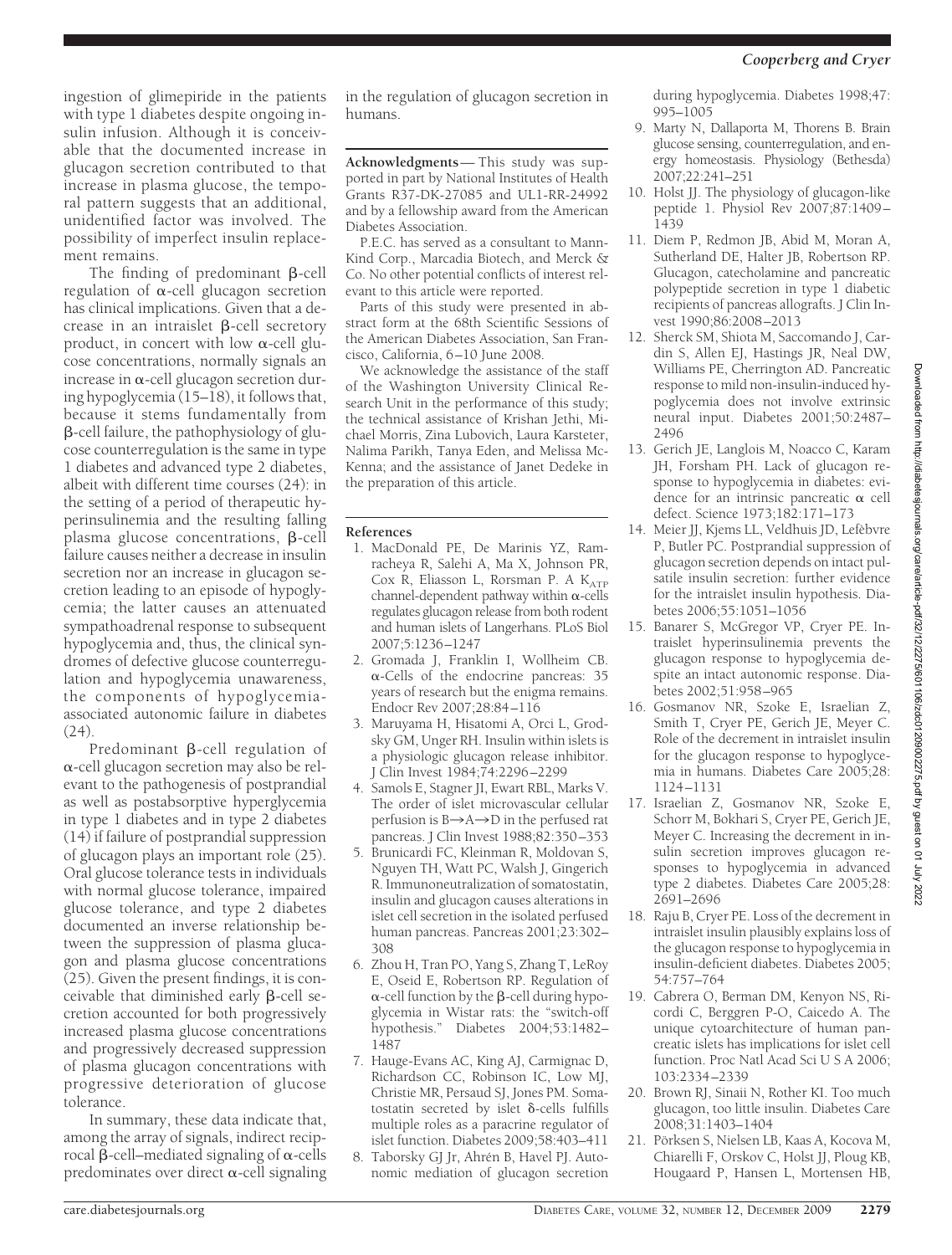ingestion of glimepiride in the patients with type 1 diabetes despite ongoing insulin infusion. Although it is conceivable that the documented increase in glucagon secretion contributed to that increase in plasma glucose, the temporal pattern suggests that an additional, unidentified factor was involved. The possibility of imperfect insulin replacement remains.

The finding of predominant β-cell regulation of α-cell glucagon secretion has clinical implications. Given that a decrease in an intraislet β-cell secretory product, in concert with low α-cell glucose concentrations, normally signals an increase in α-cell glucagon secretion during hypoglycemia (15–18), it follows that, because it stems fundamentally from β-cell failure, the pathophysiology of glucose counterregulation is the same in type 1 diabetes and advanced type 2 diabetes, albeit with different time courses (24): in the setting of a period of therapeutic hyperinsulinemia and the resulting falling plasma glucose concentrations, β-cell failure causes neither a decrease in insulin secretion nor an increase in glucagon secretion leading to an episode of hypoglycemia; the latter causes an attenuated sympathoadrenal response to subsequent hypoglycemia and, thus, the clinical syndromes of defective glucose counterregulation and hypoglycemia unawareness, the components of hypoglycemia-associated autonomic failure in diabetes (24).

Predominant β-cell regulation of α-cell glucagon secretion may also be relevant to the pathogenesis of postprandial as well as postabsorptive hyperglycemia in type 1 diabetes and in type 2 diabetes (14) if failure of postprandial suppression of glucagon plays an important role (25). Oral glucose tolerance tests in individuals with normal glucose tolerance, impaired glucose tolerance, and type 2 diabetes documented an inverse relationship between the suppression of plasma glucagon and plasma glucose concentrations (25). Given the present findings, it is conceivable that diminished early β-cell secretion accounted for both progressively increased plasma glucose concentrations and progressively decreased suppression of plasma glucagon concentrations with progressive deterioration of glucose tolerance.

In summary, these data indicate that, among the array of signals, indirect reciprocal β-cell–mediated signaling of α-cells predominates over direct α-cell signaling in the regulation of glucagon secretion in humans.

**Acknowledgments**— This study was supported in part by National Institutes of Health Grants R37-DK-27085 and UL1-RR-24992 and by a fellowship award from the American Diabetes Association.

P.E.C. has served as a consultant to MannKind Corp., Marcadia Biotech, and Merck & Co. No other potential conflicts of interest relevant to this article were reported.

Parts of this study were presented in abstract form at the 68th Scientific Sessions of the American Diabetes Association, San Francisco, California, 6–10 June 2008.

We acknowledge the assistance of the staff of the Washington University Clinical Research Unit in the performance of this study; the technical assistance of Krishan Jethi, Michael Morris, Zina Lubovich, Laura Karsteter, Nalima Parikh, Tanya Eden, and Melissa McKenna; and the assistance of Janet Dedeke in the preparation of this article.

## References

1. MacDonald PE, De Marinis YZ, Ramracheya R, Salehi A, Ma X, Johnson PR, Cox R, Eliasson L, Rorsman P. A $K_{ATP}$ channel-dependent pathway within α-cells regulates glucagon release from both rodent and human islets of Langerhans. PLoS Biol 2007;5:1236–1247
2. Gromada J, Franklin I, Wollheim CB. α-Cells of the endocrine pancreas: 35 years of research but the enigma remains. Endocr Rev 2007;28:84–116
3. Maruyama H, Hisatomi A, Orci L, Grodsky GM, Unger RH. Insulin within islets is a physiologic glucagon release inhibitor. J Clin Invest 1984;74:2296–2299
4. Samols E, Stagner JI, Ewart RBL, Marks V. The order of islet microvascular cellular perfusion is B→A→D in the perfused rat pancreas. J Clin Invest 1988;82:350–353
5. Brunicardi FC, Kleinman R, Moldovan S, Nguyen TH, Watt PC, Walsh J, Gingerich R. Immunoneutralization of somatostatin, insulin and glucagon causes alterations in islet cell secretion in the isolated perfused human pancreas. Pancreas 2001;23:302–308
6. Zhou H, Tran PO, Yang S, Zhang T, LeRoy E, Oseid E, Robertson RP. Regulation of α-cell function by the β-cell during hypoglycemia in Wistar rats: the "switch-off hypothesis." Diabetes 2004;53:1482–1487
7. Hauge-Evans AC, King AJ, Carmignac D, Richardson CC, Robinson IC, Low MJ, Christie MR, Persaud SJ, Jones PM. Somatostatin secreted by islet δ-cells fulfills multiple roles as a paracrine regulator of islet function. Diabetes 2009;58:403–411
8. Taborsky GJ Jr, Ahrén B, Havel PJ. Autonomic mediation of glucagon secretion during hypoglycemia. Diabetes 1998;47:995–1005
9. Marty N, Dallaporta M, Thorens B. Brain glucose sensing, counterregulation, and energy homeostasis. Physiology (Bethesda) 2007;22:241–251
10. Holst JJ. The physiology of glucagon-like peptide 1. Physiol Rev 2007;87:1409–1439
11. Diem P, Redmon JB, Abid M, Moran A, Sutherland DE, Halter JB, Robertson RP. Glucagon, catecholamine and pancreatic polypeptide secretion in type 1 diabetic recipients of pancreas allografts. J Clin Invest 1990;86:2008–2013
12. Sherck SM, Shiota M, Saccomando J, Cardin S, Allen EJ, Hastings JR, Neal DW, Williams PE, Cherrington AD. Pancreatic response to mild non-insulin-induced hypoglycemia does not involve extrinsic neural input. Diabetes 2001;50:2487–2496
13. Gerich JE, Langlois M, Noacco C, Karam JH, Forsham PH. Lack of glucagon response to hypoglycemia in diabetes: evidence for an intrinsic pancreatic α cell defect. Science 1973;182:171–173
14. Meier JJ, Kjems LL, Veldhuis JD, Lefèbvre P, Butler PC. Postprandial suppression of glucagon secretion depends on intact pulsatile insulin secretion: further evidence for the intraislet insulin hypothesis. Diabetes 2006;55:1051–1056
15. Banarer S, McGregor VP, Cryer PE. Intraislet hyperinsulinemia prevents the glucagon response to hypoglycemia despite an intact autonomic response. Diabetes 2002;51:958–965
16. Gosmanov NR, Szoke E, Israelian Z, Smith T, Cryer PE, Gerich JE, Meyer C. Role of the decrement in intraislet insulin for the glucagon response to hypoglycemia in humans. Diabetes Care 2005;28:1124–1131
17. Israelian Z, Gosmanov NR, Szoke E, Schorr M, Bokhari S, Cryer PE, Gerich JE, Meyer C. Increasing the decrement in insulin secretion improves glucagon responses to hypoglycemia in advanced type 2 diabetes. Diabetes Care 2005;28:2691–2696
18. Raju B, Cryer PE. Loss of the decrement in intraislet insulin plausibly explains loss of the glucagon response to hypoglycemia in insulin-deficient diabetes. Diabetes 2005;54:757–764
19. Cabrera O, Berman DM, Kenyon NS, Ricordi C, Berggren P-O, Caicedo A. The unique cytoarchitecture of human pancreatic islets has implications for islet cell function. Proc Natl Acad Sci U S A 2006;103:2334–2339
20. Brown RJ, Sinaii N, Rother KI. Too much glucagon, too little insulin. Diabetes Care 2008;31:1403–1404
21. Pörksen S, Nielsen LB, Kaas A, Kocova M, Chiarelli F, Orskov C, Holst JJ, Ploug KB, Hougaard P, Hansen L, Mortensen HB,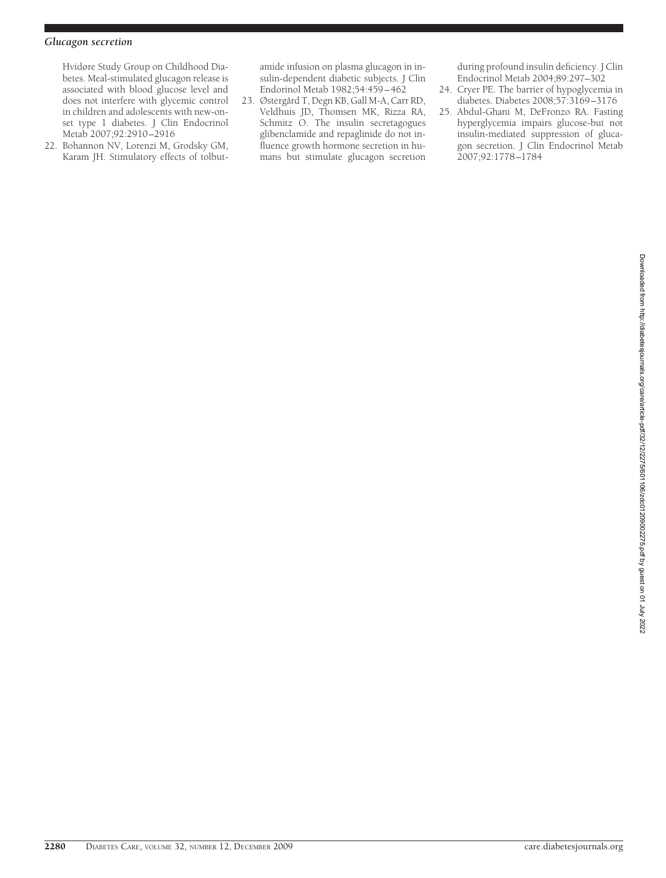Hvidøre Study Group on Childhood Diabetes. Meal-stimulated glucagon release is associated with blood glucose level and does not interfere with glycemic control in children and adolescents with new-onset type 1 diabetes. J Clin Endocrinol Metab 2007;92:2910–2916

22. Bohannon NV, Lorenzi M, Grodsky GM, Karam JH. Stimulatory effects of tolbutamide infusion on plasma glucagon in insulin-dependent diabetic subjects. J Clin Endorinol Metab 1982;54:459–462
23. Østergård T, Degn KB, Gall M-A, Carr RD, Veldhuis JD, Thomsen MK, Rizza RA, Schmitz O. The insulin secretagogues glibenclamide and repaglinide do not influence growth hormone secretion in humans but stimulate glucagon secretion during profound insulin deficiency. J Clin Endocrinol Metab 2004;89:297–302
24. Cryer PE. The barrier of hypoglycemia in diabetes. Diabetes 2008;57:3169–3176
25. Abdul-Ghani M, DeFronzo RA. Fasting hyperglycemia impairs glucose-but not insulin-mediated suppression of glucagon secretion. J Clin Endocrinol Metab 2007;92:1778–1784